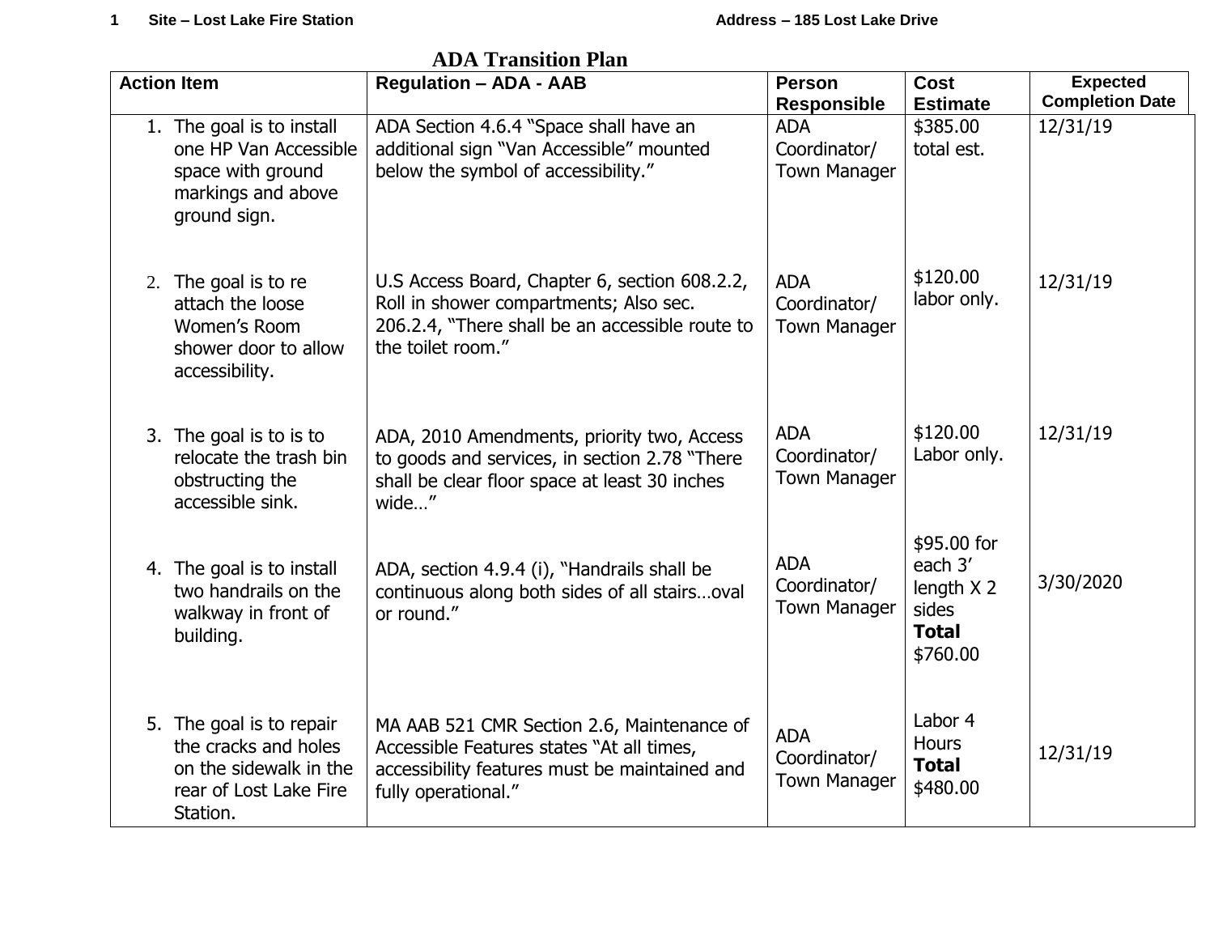1 Site – Lost Lake Fire Station Address – 185 Lost Lake Drive

## ADA Transition Plan

| Action Item | Regulation – ADA - AAB | Person Responsible | Cost Estimate | Expected Completion Date |
|---|---|---|---|---|
| 1. The goal is to install one HP Van Accessible space with ground markings and above ground sign. | ADA Section 4.6.4 "Space shall have an additional sign "Van Accessible" mounted below the symbol of accessibility." | ADA Coordinator/ Town Manager | $385.00 total est. | 12/31/19 |
| 2. The goal is to re attach the loose Women's Room shower door to allow accessibility. | U.S Access Board, Chapter 6, section 608.2.2, Roll in shower compartments; Also sec. 206.2.4, "There shall be an accessible route to the toilet room." | ADA Coordinator/ Town Manager | $120.00 labor only. | 12/31/19 |
| 3. The goal is to is to relocate the trash bin obstructing the accessible sink. | ADA, 2010 Amendments, priority two, Access to goods and services, in section 2.78 "There shall be clear floor space at least 30 inches wide…" | ADA Coordinator/ Town Manager | $120.00 Labor only. | 12/31/19 |
| 4. The goal is to install two handrails on the walkway in front of building. | ADA, section 4.9.4 (i), "Handrails shall be continuous along both sides of all stairs…oval or round." | ADA Coordinator/ Town Manager | $95.00 for each 3' length X 2 sides **Total** $760.00 | 3/30/2020 |
| 5. The goal is to repair the cracks and holes on the sidewalk in the rear of Lost Lake Fire Station. | MA AAB 521 CMR Section 2.6, Maintenance of Accessible Features states "At all times, accessibility features must be maintained and fully operational." | ADA Coordinator/ Town Manager | Labor 4 Hours **Total** $480.00 | 12/31/19 |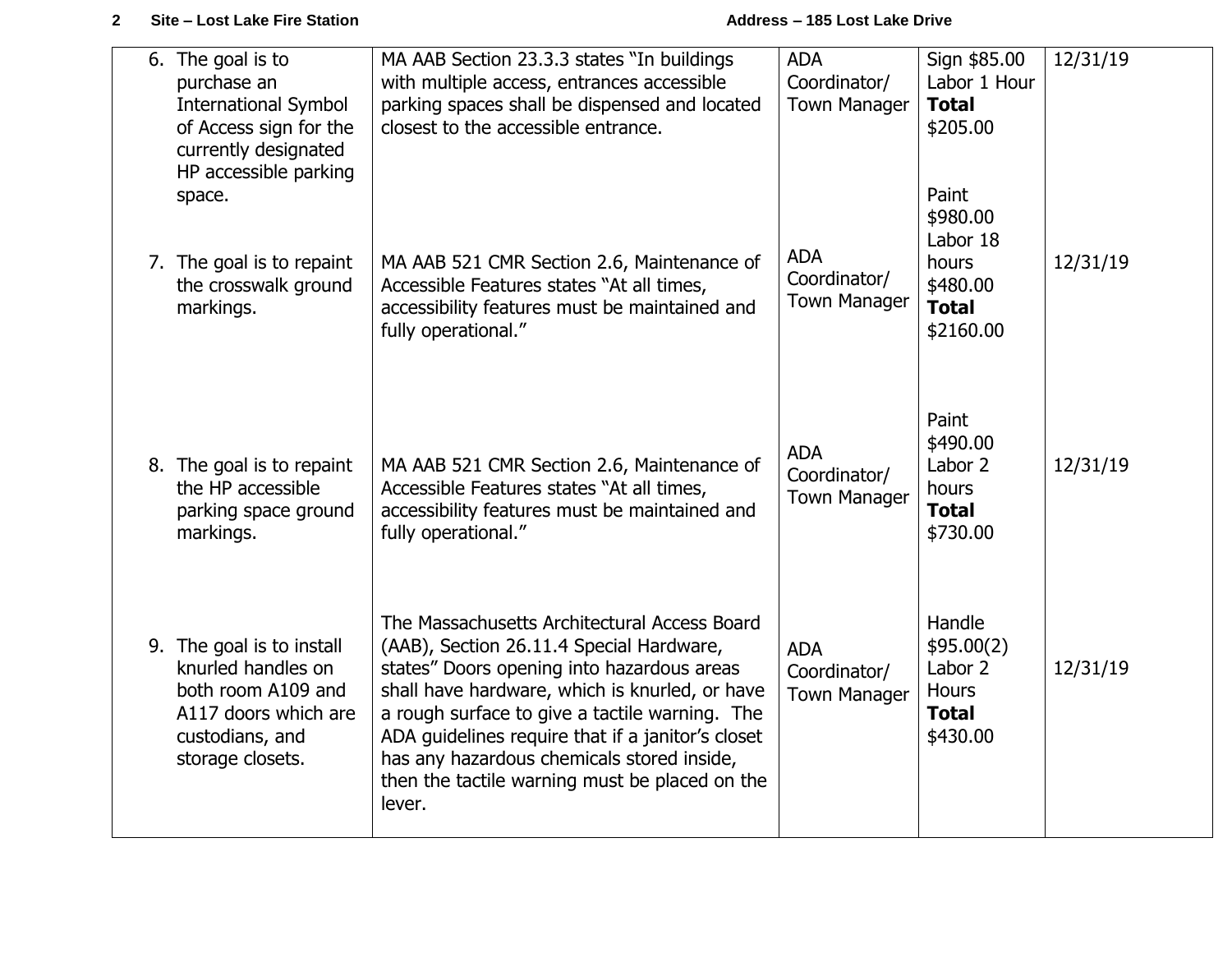| | | | | |
|---|---|---|---|---|
| 6. The goal is to purchase an International Symbol of Access sign for the currently designated HP accessible parking space. | MA AAB Section 23.3.3 states "In buildings with multiple access, entrances accessible parking spaces shall be dispensed and located closest to the accessible entrance. | ADA Coordinator/ Town Manager | Sign $85.00 Labor 1 Hour **Total** $205.00 | 12/31/19 |
| 7. The goal is to repaint the crosswalk ground markings. | MA AAB 521 CMR Section 2.6, Maintenance of Accessible Features states "At all times, accessibility features must be maintained and fully operational." | ADA Coordinator/ Town Manager | Paint $980.00 Labor 18 hours $480.00 **Total** $2160.00 | 12/31/19 |
| 8. The goal is to repaint the HP accessible parking space ground markings. | MA AAB 521 CMR Section 2.6, Maintenance of Accessible Features states "At all times, accessibility features must be maintained and fully operational." | ADA Coordinator/ Town Manager | Paint $490.00 Labor 2 hours **Total** $730.00 | 12/31/19 |
| 9. The goal is to install knurled handles on both room A109 and A117 doors which are custodians, and storage closets. | The Massachusetts Architectural Access Board (AAB), Section 26.11.4 Special Hardware, states" Doors opening into hazardous areas shall have hardware, which is knurled, or have a rough surface to give a tactile warning. The ADA guidelines require that if a janitor's closet has any hazardous chemicals stored inside, then the tactile warning must be placed on the lever. | ADA Coordinator/ Town Manager | Handle $95.00(2) Labor 2 Hours **Total** $430.00 | 12/31/19 |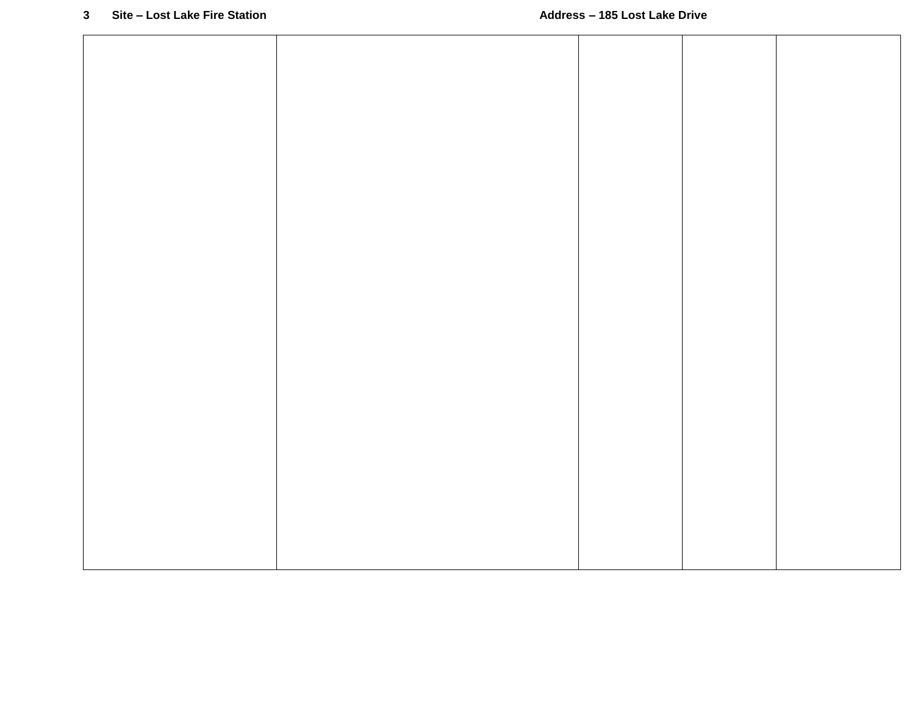**3 Site – Lost Lake Fire Station** **Address – 185 Lost Lake Drive**

| | | | | |
|---|---|---|---|---|
| | | | | |